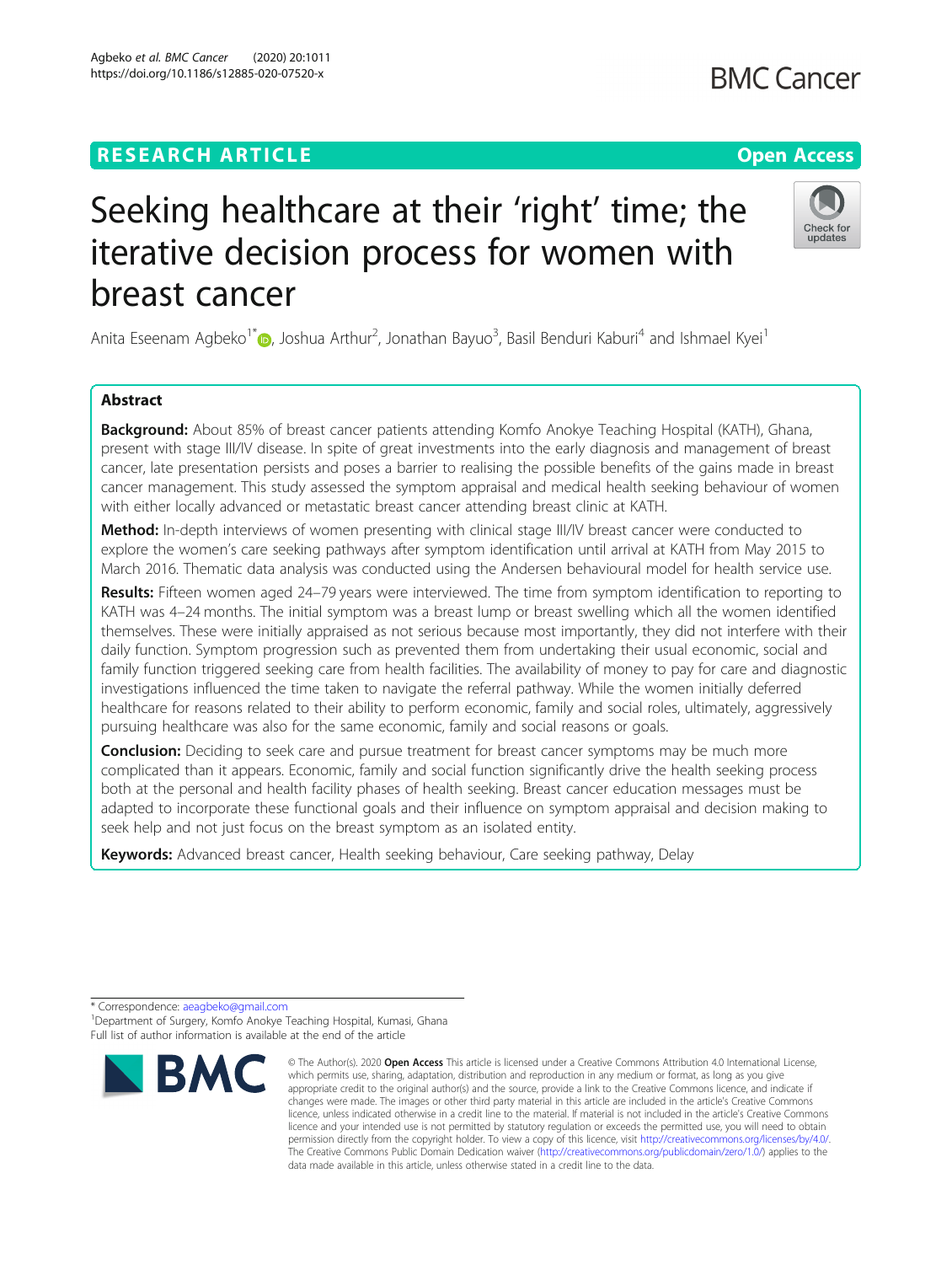RESEARCH ARTICLE

Open Access

# Seeking healthcare at their 'right' time; the iterative decision process for women with breast cancer

Anita Eseenam Agbeko[1*], Joshua Arthur[2], Jonathan Bayuo[3], Basil Benduri Kaburi[4] and Ishmael Kyei[1]

## Abstract

**Background:** About 85% of breast cancer patients attending Komfo Anokye Teaching Hospital (KATH), Ghana, present with stage III/IV disease. In spite of great investments into the early diagnosis and management of breast cancer, late presentation persists and poses a barrier to realising the possible benefits of the gains made in breast cancer management. This study assessed the symptom appraisal and medical health seeking behaviour of women with either locally advanced or metastatic breast cancer attending breast clinic at KATH.

**Method:** In-depth interviews of women presenting with clinical stage III/IV breast cancer were conducted to explore the women's care seeking pathways after symptom identification until arrival at KATH from May 2015 to March 2016. Thematic data analysis was conducted using the Andersen behavioural model for health service use.

**Results:** Fifteen women aged 24–79 years were interviewed. The time from symptom identification to reporting to KATH was 4–24 months. The initial symptom was a breast lump or breast swelling which all the women identified themselves. These were initially appraised as not serious because most importantly, they did not interfere with their daily function. Symptom progression such as prevented them from undertaking their usual economic, social and family function triggered seeking care from health facilities. The availability of money to pay for care and diagnostic investigations influenced the time taken to navigate the referral pathway. While the women initially deferred healthcare for reasons related to their ability to perform economic, family and social roles, ultimately, aggressively pursuing healthcare was also for the same economic, family and social reasons or goals.

**Conclusion:** Deciding to seek care and pursue treatment for breast cancer symptoms may be much more complicated than it appears. Economic, family and social function significantly drive the health seeking process both at the personal and health facility phases of health seeking. Breast cancer education messages must be adapted to incorporate these functional goals and their influence on symptom appraisal and decision making to seek help and not just focus on the breast symptom as an isolated entity.

**Keywords:** Advanced breast cancer, Health seeking behaviour, Care seeking pathway, Delay

---

* Correspondence: aeagbeko@gmail.com
[1]Department of Surgery, Komfo Anokye Teaching Hospital, Kumasi, Ghana
Full list of author information is available at the end of the article

© The Author(s). 2020 **Open Access** This article is licensed under a Creative Commons Attribution 4.0 International License, which permits use, sharing, adaptation, distribution and reproduction in any medium or format, as long as you give appropriate credit to the original author(s) and the source, provide a link to the Creative Commons licence, and indicate if changes were made. The images or other third party material in this article are included in the article's Creative Commons licence, unless indicated otherwise in a credit line to the material. If material is not included in the article's Creative Commons licence and your intended use is not permitted by statutory regulation or exceeds the permitted use, you will need to obtain permission directly from the copyright holder. To view a copy of this licence, visit http://creativecommons.org/licenses/by/4.0/. The Creative Commons Public Domain Dedication waiver (http://creativecommons.org/publicdomain/zero/1.0/) applies to the data made available in this article, unless otherwise stated in a credit line to the data.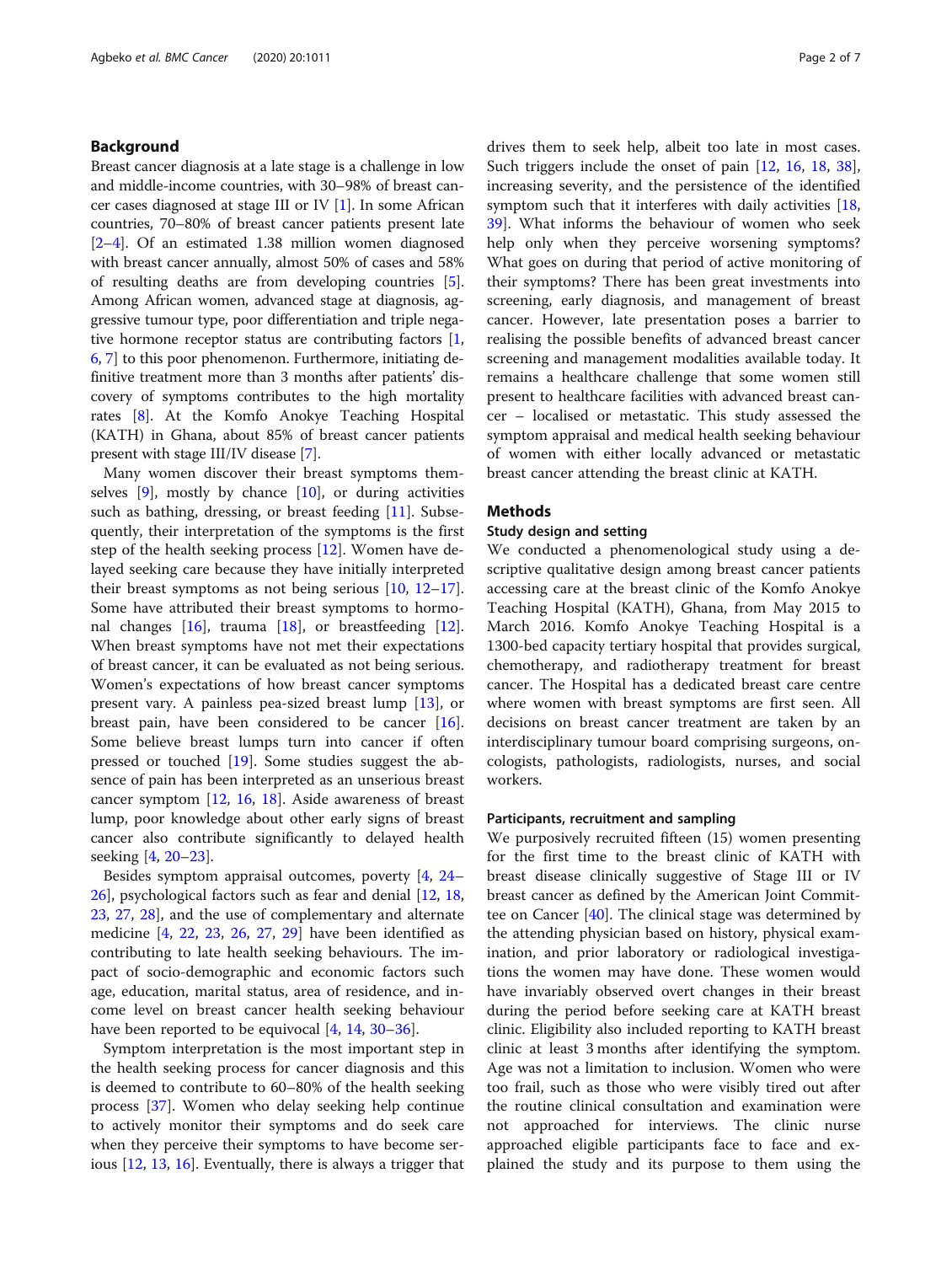## Background

Breast cancer diagnosis at a late stage is a challenge in low and middle-income countries, with 30–98% of breast cancer cases diagnosed at stage III or IV [1]. In some African countries, 70–80% of breast cancer patients present late [2–4]. Of an estimated 1.38 million women diagnosed with breast cancer annually, almost 50% of cases and 58% of resulting deaths are from developing countries [5]. Among African women, advanced stage at diagnosis, aggressive tumour type, poor differentiation and triple negative hormone receptor status are contributing factors [1, 6, 7] to this poor phenomenon. Furthermore, initiating definitive treatment more than 3 months after patients' discovery of symptoms contributes to the high mortality rates [8]. At the Komfo Anokye Teaching Hospital (KATH) in Ghana, about 85% of breast cancer patients present with stage III/IV disease [7].

Many women discover their breast symptoms themselves [9], mostly by chance [10], or during activities such as bathing, dressing, or breast feeding [11]. Subsequently, their interpretation of the symptoms is the first step of the health seeking process [12]. Women have delayed seeking care because they have initially interpreted their breast symptoms as not being serious [10, 12–17]. Some have attributed their breast symptoms to hormonal changes [16], trauma [18], or breastfeeding [12]. When breast symptoms have not met their expectations of breast cancer, it can be evaluated as not being serious. Women's expectations of how breast cancer symptoms present vary. A painless pea-sized breast lump [13], or breast pain, have been considered to be cancer [16]. Some believe breast lumps turn into cancer if often pressed or touched [19]. Some studies suggest the absence of pain has been interpreted as an unserious breast cancer symptom [12, 16, 18]. Aside awareness of breast lump, poor knowledge about other early signs of breast cancer also contribute significantly to delayed health seeking [4, 20–23].

Besides symptom appraisal outcomes, poverty [4, 24–26], psychological factors such as fear and denial [12, 18, 23, 27, 28], and the use of complementary and alternate medicine [4, 22, 23, 26, 27, 29] have been identified as contributing to late health seeking behaviours. The impact of socio-demographic and economic factors such age, education, marital status, area of residence, and income level on breast cancer health seeking behaviour have been reported to be equivocal [4, 14, 30–36].

Symptom interpretation is the most important step in the health seeking process for cancer diagnosis and this is deemed to contribute to 60–80% of the health seeking process [37]. Women who delay seeking help continue to actively monitor their symptoms and do seek care when they perceive their symptoms to have become serious [12, 13, 16]. Eventually, there is always a trigger that drives them to seek help, albeit too late in most cases. Such triggers include the onset of pain [12, 16, 18, 38], increasing severity, and the persistence of the identified symptom such that it interferes with daily activities [18, 39]. What informs the behaviour of women who seek help only when they perceive worsening symptoms? What goes on during that period of active monitoring of their symptoms? There has been great investments into screening, early diagnosis, and management of breast cancer. However, late presentation poses a barrier to realising the possible benefits of advanced breast cancer screening and management modalities available today. It remains a healthcare challenge that some women still present to healthcare facilities with advanced breast cancer – localised or metastatic. This study assessed the symptom appraisal and medical health seeking behaviour of women with either locally advanced or metastatic breast cancer attending the breast clinic at KATH.

## Methods

### Study design and setting

We conducted a phenomenological study using a descriptive qualitative design among breast cancer patients accessing care at the breast clinic of the Komfo Anokye Teaching Hospital (KATH), Ghana, from May 2015 to March 2016. Komfo Anokye Teaching Hospital is a 1300-bed capacity tertiary hospital that provides surgical, chemotherapy, and radiotherapy treatment for breast cancer. The Hospital has a dedicated breast care centre where women with breast symptoms are first seen. All decisions on breast cancer treatment are taken by an interdisciplinary tumour board comprising surgeons, oncologists, pathologists, radiologists, nurses, and social workers.

### Participants, recruitment and sampling

We purposively recruited fifteen (15) women presenting for the first time to the breast clinic of KATH with breast disease clinically suggestive of Stage III or IV breast cancer as defined by the American Joint Committee on Cancer [40]. The clinical stage was determined by the attending physician based on history, physical examination, and prior laboratory or radiological investigations the women may have done. These women would have invariably observed overt changes in their breast during the period before seeking care at KATH breast clinic. Eligibility also included reporting to KATH breast clinic at least 3 months after identifying the symptom. Age was not a limitation to inclusion. Women who were too frail, such as those who were visibly tired out after the routine clinical consultation and examination were not approached for interviews. The clinic nurse approached eligible participants face to face and explained the study and its purpose to them using the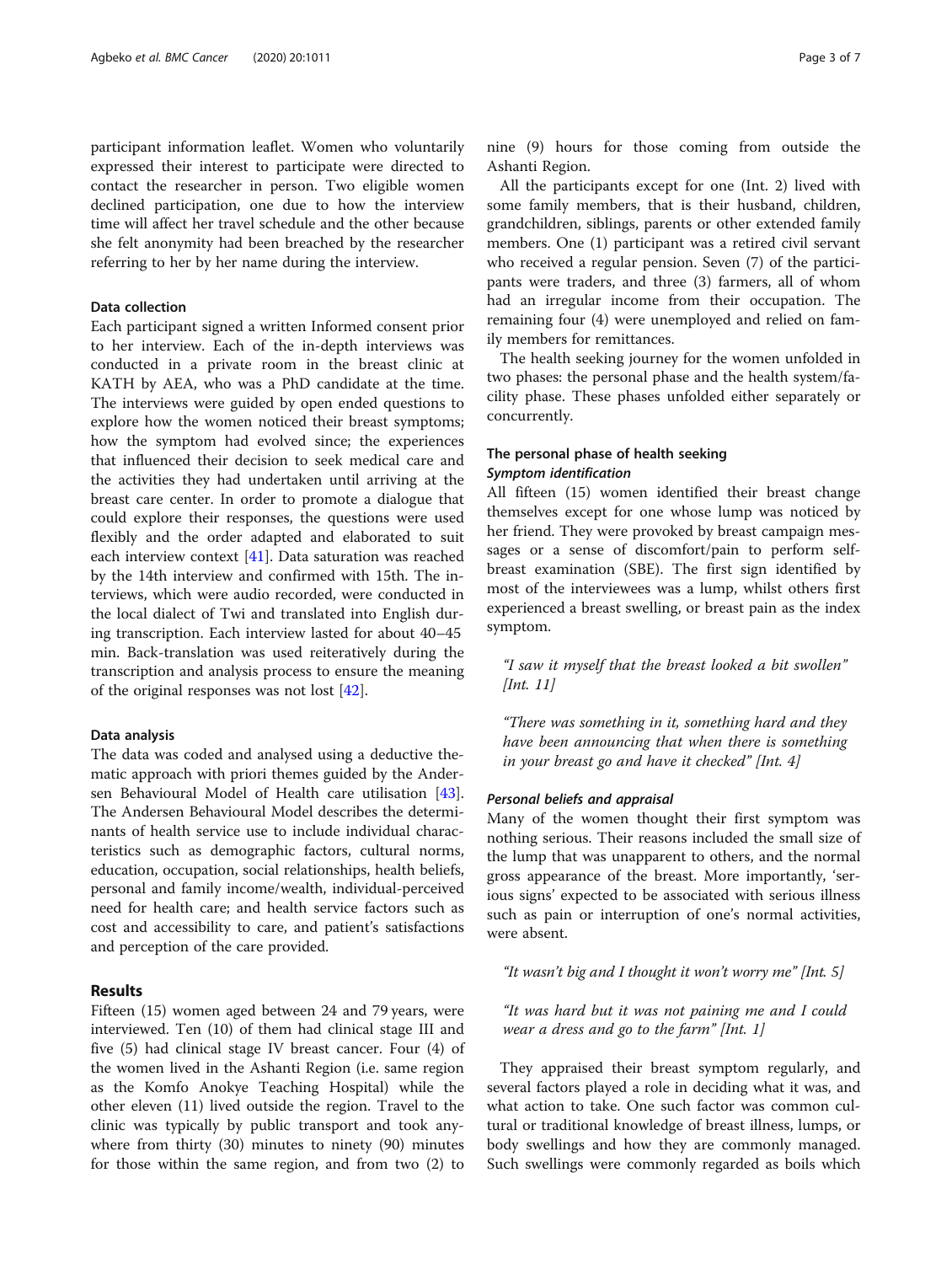participant information leaflet. Women who voluntarily expressed their interest to participate were directed to contact the researcher in person. Two eligible women declined participation, one due to how the interview time will affect her travel schedule and the other because she felt anonymity had been breached by the researcher referring to her by her name during the interview.

#### Data collection

Each participant signed a written Informed consent prior to her interview. Each of the in-depth interviews was conducted in a private room in the breast clinic at KATH by AEA, who was a PhD candidate at the time. The interviews were guided by open ended questions to explore how the women noticed their breast symptoms; how the symptom had evolved since; the experiences that influenced their decision to seek medical care and the activities they had undertaken until arriving at the breast care center. In order to promote a dialogue that could explore their responses, the questions were used flexibly and the order adapted and elaborated to suit each interview context [41]. Data saturation was reached by the 14th interview and confirmed with 15th. The interviews, which were audio recorded, were conducted in the local dialect of Twi and translated into English during transcription. Each interview lasted for about 40–45 min. Back-translation was used reiteratively during the transcription and analysis process to ensure the meaning of the original responses was not lost [42].

#### Data analysis

The data was coded and analysed using a deductive thematic approach with priori themes guided by the Andersen Behavioural Model of Health care utilisation [43]. The Andersen Behavioural Model describes the determinants of health service use to include individual characteristics such as demographic factors, cultural norms, education, occupation, social relationships, health beliefs, personal and family income/wealth, individual-perceived need for health care; and health service factors such as cost and accessibility to care, and patient's satisfactions and perception of the care provided.

## Results

Fifteen (15) women aged between 24 and 79 years, were interviewed. Ten (10) of them had clinical stage III and five (5) had clinical stage IV breast cancer. Four (4) of the women lived in the Ashanti Region (i.e. same region as the Komfo Anokye Teaching Hospital) while the other eleven (11) lived outside the region. Travel to the clinic was typically by public transport and took anywhere from thirty (30) minutes to ninety (90) minutes for those within the same region, and from two (2) to nine (9) hours for those coming from outside the Ashanti Region.

All the participants except for one (Int. 2) lived with some family members, that is their husband, children, grandchildren, siblings, parents or other extended family members. One (1) participant was a retired civil servant who received a regular pension. Seven (7) of the participants were traders, and three (3) farmers, all of whom had an irregular income from their occupation. The remaining four (4) were unemployed and relied on family members for remittances.

The health seeking journey for the women unfolded in two phases: the personal phase and the health system/facility phase. These phases unfolded either separately or concurrently.

### The personal phase of health seeking

#### *Symptom identification*

All fifteen (15) women identified their breast change themselves except for one whose lump was noticed by her friend. They were provoked by breast campaign messages or a sense of discomfort/pain to perform self-breast examination (SBE). The first sign identified by most of the interviewees was a lump, whilst others first experienced a breast swelling, or breast pain as the index symptom.

> *"I saw it myself that the breast looked a bit swollen"* [Int. 11]

> *"There was something in it, something hard and they have been announcing that when there is something in your breast go and have it checked"* [Int. 4]

#### *Personal beliefs and appraisal*

Many of the women thought their first symptom was nothing serious. Their reasons included the small size of the lump that was unapparent to others, and the normal gross appearance of the breast. More importantly, 'serious signs' expected to be associated with serious illness such as pain or interruption of one's normal activities, were absent.

> *"It wasn't big and I thought it won't worry me"* [Int. 5]

> *"It was hard but it was not paining me and I could wear a dress and go to the farm"* [Int. 1]

They appraised their breast symptom regularly, and several factors played a role in deciding what it was, and what action to take. One such factor was common cultural or traditional knowledge of breast illness, lumps, or body swellings and how they are commonly managed. Such swellings were commonly regarded as boils which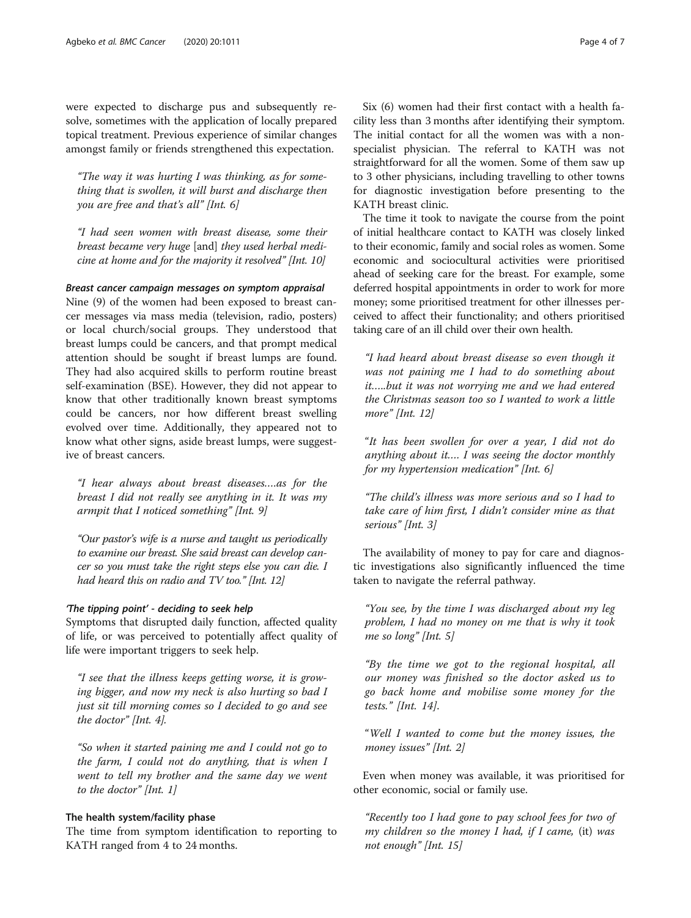were expected to discharge pus and subsequently resolve, sometimes with the application of locally prepared topical treatment. Previous experience of similar changes amongst family or friends strengthened this expectation.

> *"The way it was hurting I was thinking, as for something that is swollen, it will burst and discharge then you are free and that's all" [Int. 6]*

> *"I had seen women with breast disease, some their breast became very huge* [and] *they used herbal medicine at home and for the majority it resolved" [Int. 10]*

#### *Breast cancer campaign messages on symptom appraisal*

Nine (9) of the women had been exposed to breast cancer messages via mass media (television, radio, posters) or local church/social groups. They understood that breast lumps could be cancers, and that prompt medical attention should be sought if breast lumps are found. They had also acquired skills to perform routine breast self-examination (BSE). However, they did not appear to know that other traditionally known breast symptoms could be cancers, nor how different breast swelling evolved over time. Additionally, they appeared not to know what other signs, aside breast lumps, were suggestive of breast cancers.

> *"I hear always about breast diseases….as for the breast I did not really see anything in it. It was my armpit that I noticed something" [Int. 9]*

> *"Our pastor's wife is a nurse and taught us periodically to examine our breast. She said breast can develop cancer so you must take the right steps else you can die. I had heard this on radio and TV too." [Int. 12]*

#### *'The tipping point' - deciding to seek help*

Symptoms that disrupted daily function, affected quality of life, or was perceived to potentially affect quality of life were important triggers to seek help.

> *"I see that the illness keeps getting worse, it is growing bigger, and now my neck is also hurting so bad I just sit till morning comes so I decided to go and see the doctor" [Int. 4].*

> *"So when it started paining me and I could not go to the farm, I could not do anything, that is when I went to tell my brother and the same day we went to the doctor" [Int. 1]*

### The health system/facility phase

The time from symptom identification to reporting to KATH ranged from 4 to 24 months.

Six (6) women had their first contact with a health facility less than 3 months after identifying their symptom. The initial contact for all the women was with a non-specialist physician. The referral to KATH was not straightforward for all the women. Some of them saw up to 3 other physicians, including travelling to other towns for diagnostic investigation before presenting to the KATH breast clinic.

The time it took to navigate the course from the point of initial healthcare contact to KATH was closely linked to their economic, family and social roles as women. Some economic and sociocultural activities were prioritised ahead of seeking care for the breast. For example, some deferred hospital appointments in order to work for more money; some prioritised treatment for other illnesses perceived to affect their functionality; and others prioritised taking care of an ill child over their own health.

> *"I had heard about breast disease so even though it was not paining me I had to do something about it…..but it was not worrying me and we had entered the Christmas season too so I wanted to work a little more" [Int. 12]*

> *"It has been swollen for over a year, I did not do anything about it…. I was seeing the doctor monthly for my hypertension medication" [Int. 6]*

> *"The child's illness was more serious and so I had to take care of him first, I didn't consider mine as that serious" [Int. 3]*

The availability of money to pay for care and diagnostic investigations also significantly influenced the time taken to navigate the referral pathway.

> *"You see, by the time I was discharged about my leg problem, I had no money on me that is why it took me so long" [Int. 5]*

> *"By the time we got to the regional hospital, all our money was finished so the doctor asked us to go back home and mobilise some money for the tests." [Int. 14].*

> *"Well I wanted to come but the money issues, the money issues" [Int. 2]*

Even when money was available, it was prioritised for other economic, social or family use.

> *"Recently too I had gone to pay school fees for two of my children so the money I had, if I came,* (it) *was not enough" [Int. 15]*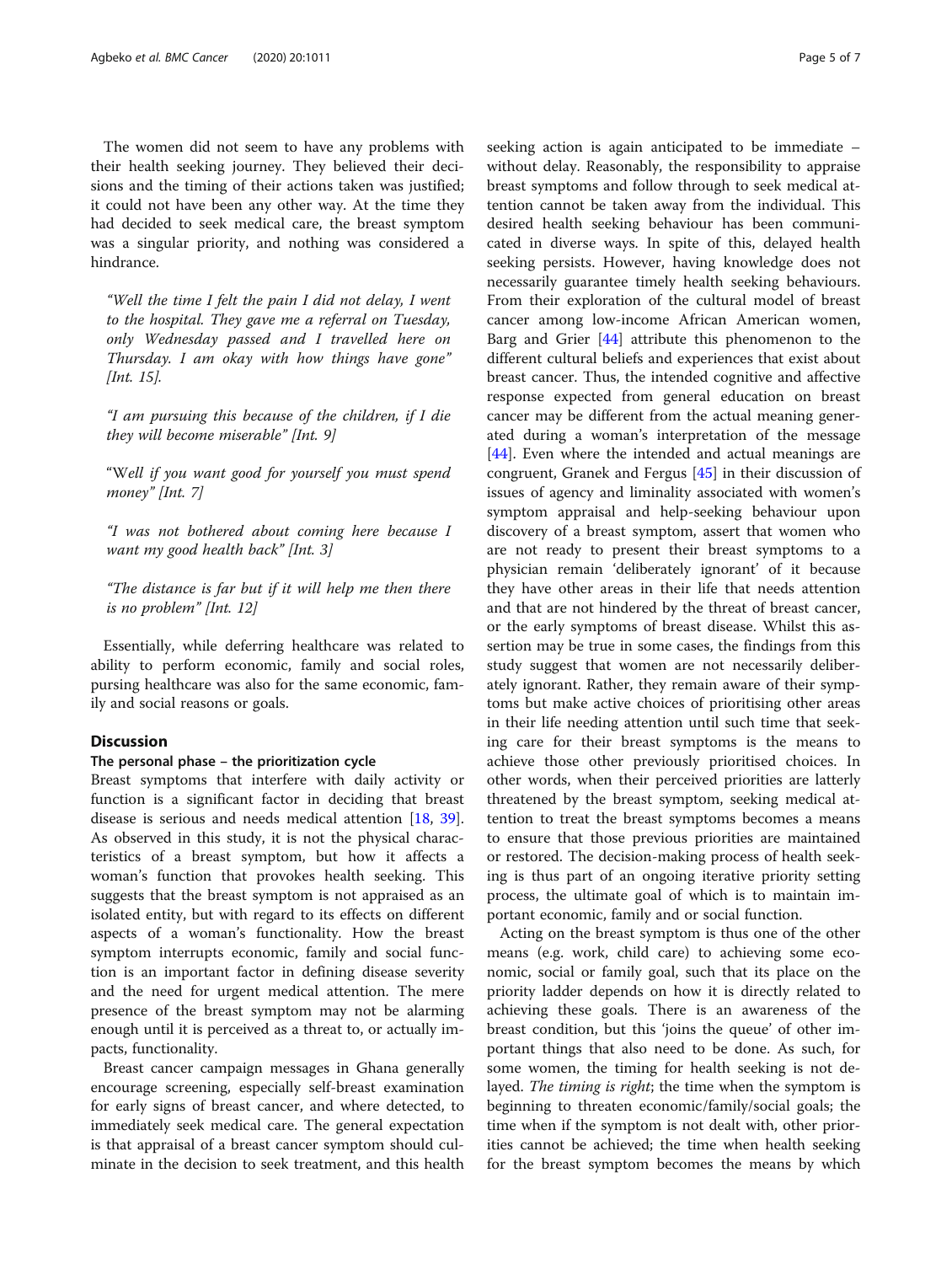The women did not seem to have any problems with their health seeking journey. They believed their decisions and the timing of their actions taken was justified; it could not have been any other way. At the time they had decided to seek medical care, the breast symptom was a singular priority, and nothing was considered a hindrance.

> *"Well the time I felt the pain I did not delay, I went to the hospital. They gave me a referral on Tuesday, only Wednesday passed and I travelled here on Thursday. I am okay with how things have gone" [Int. 15].*

> *"I am pursuing this because of the children, if I die they will become miserable" [Int. 9]*

> "W*ell if you want good for yourself you must spend money" [Int. 7]*

> *"I was not bothered about coming here because I want my good health back" [Int. 3]*

> *"The distance is far but if it will help me then there is no problem" [Int. 12]*

Essentially, while deferring healthcare was related to ability to perform economic, family and social roles, pursing healthcare was also for the same economic, family and social reasons or goals.

## Discussion

### The personal phase – the prioritization cycle

Breast symptoms that interfere with daily activity or function is a significant factor in deciding that breast disease is serious and needs medical attention [18, 39]. As observed in this study, it is not the physical characteristics of a breast symptom, but how it affects a woman's function that provokes health seeking. This suggests that the breast symptom is not appraised as an isolated entity, but with regard to its effects on different aspects of a woman's functionality. How the breast symptom interrupts economic, family and social function is an important factor in defining disease severity and the need for urgent medical attention. The mere presence of the breast symptom may not be alarming enough until it is perceived as a threat to, or actually impacts, functionality.

Breast cancer campaign messages in Ghana generally encourage screening, especially self-breast examination for early signs of breast cancer, and where detected, to immediately seek medical care. The general expectation is that appraisal of a breast cancer symptom should culminate in the decision to seek treatment, and this health seeking action is again anticipated to be immediate – without delay. Reasonably, the responsibility to appraise breast symptoms and follow through to seek medical attention cannot be taken away from the individual. This desired health seeking behaviour has been communicated in diverse ways. In spite of this, delayed health seeking persists. However, having knowledge does not necessarily guarantee timely health seeking behaviours. From their exploration of the cultural model of breast cancer among low-income African American women, Barg and Grier [44] attribute this phenomenon to the different cultural beliefs and experiences that exist about breast cancer. Thus, the intended cognitive and affective response expected from general education on breast cancer may be different from the actual meaning generated during a woman's interpretation of the message [44]. Even where the intended and actual meanings are congruent, Granek and Fergus [45] in their discussion of issues of agency and liminality associated with women's symptom appraisal and help-seeking behaviour upon discovery of a breast symptom, assert that women who are not ready to present their breast symptoms to a physician remain 'deliberately ignorant' of it because they have other areas in their life that needs attention and that are not hindered by the threat of breast cancer, or the early symptoms of breast disease. Whilst this assertion may be true in some cases, the findings from this study suggest that women are not necessarily deliberately ignorant. Rather, they remain aware of their symptoms but make active choices of prioritising other areas in their life needing attention until such time that seeking care for their breast symptoms is the means to achieve those other previously prioritised choices. In other words, when their perceived priorities are latterly threatened by the breast symptom, seeking medical attention to treat the breast symptoms becomes a means to ensure that those previous priorities are maintained or restored. The decision-making process of health seeking is thus part of an ongoing iterative priority setting process, the ultimate goal of which is to maintain important economic, family and or social function.

Acting on the breast symptom is thus one of the other means (e.g. work, child care) to achieving some economic, social or family goal, such that its place on the priority ladder depends on how it is directly related to achieving these goals. There is an awareness of the breast condition, but this 'joins the queue' of other important things that also need to be done. As such, for some women, the timing for health seeking is not delayed. *The timing is right*; the time when the symptom is beginning to threaten economic/family/social goals; the time when if the symptom is not dealt with, other priorities cannot be achieved; the time when health seeking for the breast symptom becomes the means by which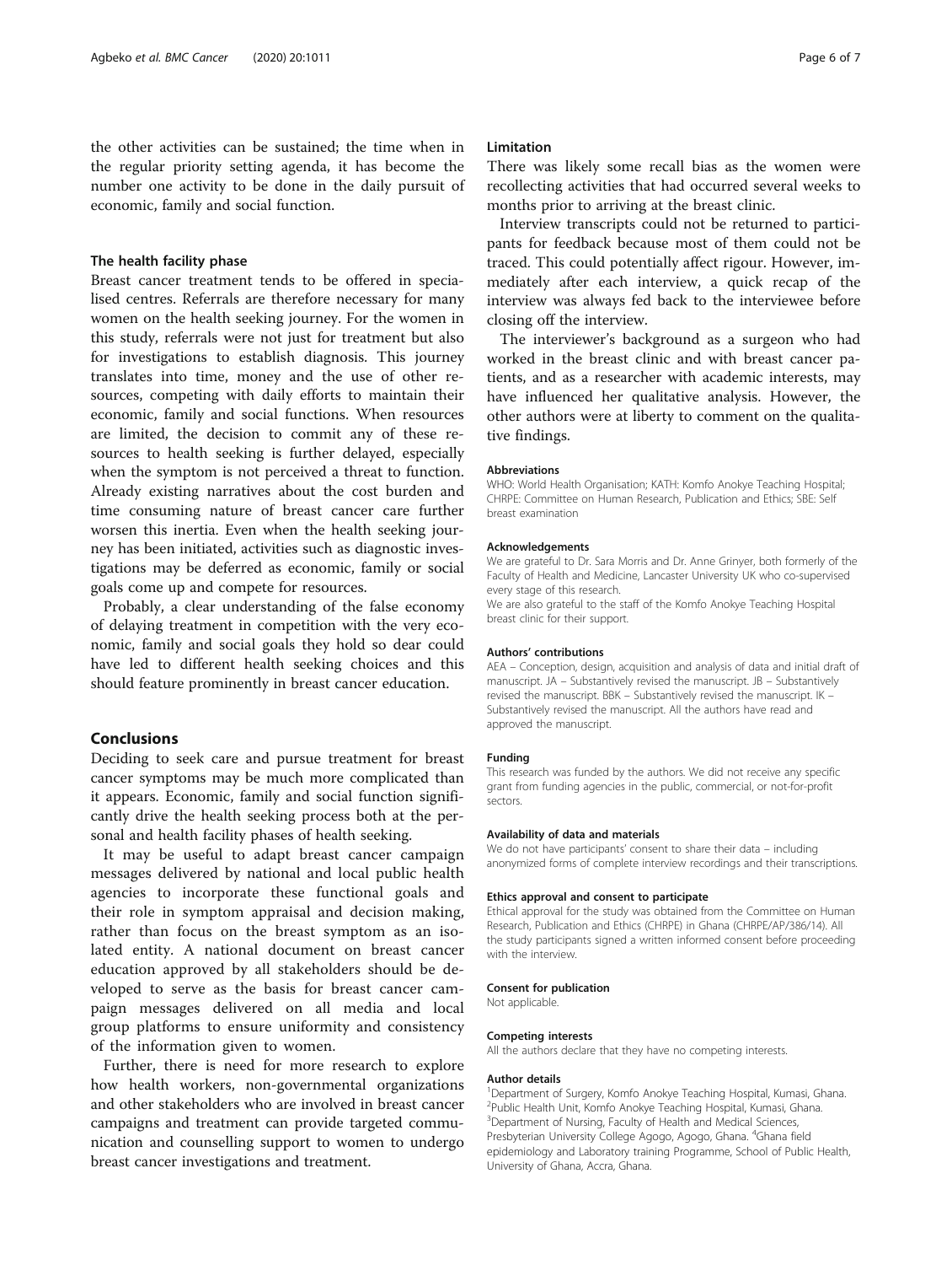the other activities can be sustained; the time when in the regular priority setting agenda, it has become the number one activity to be done in the daily pursuit of economic, family and social function.

### The health facility phase

Breast cancer treatment tends to be offered in specialised centres. Referrals are therefore necessary for many women on the health seeking journey. For the women in this study, referrals were not just for treatment but also for investigations to establish diagnosis. This journey translates into time, money and the use of other resources, competing with daily efforts to maintain their economic, family and social functions. When resources are limited, the decision to commit any of these resources to health seeking is further delayed, especially when the symptom is not perceived a threat to function. Already existing narratives about the cost burden and time consuming nature of breast cancer care further worsen this inertia. Even when the health seeking journey has been initiated, activities such as diagnostic investigations may be deferred as economic, family or social goals come up and compete for resources.

Probably, a clear understanding of the false economy of delaying treatment in competition with the very economic, family and social goals they hold so dear could have led to different health seeking choices and this should feature prominently in breast cancer education.

## Conclusions

Deciding to seek care and pursue treatment for breast cancer symptoms may be much more complicated than it appears. Economic, family and social function significantly drive the health seeking process both at the personal and health facility phases of health seeking.

It may be useful to adapt breast cancer campaign messages delivered by national and local public health agencies to incorporate these functional goals and their role in symptom appraisal and decision making, rather than focus on the breast symptom as an isolated entity. A national document on breast cancer education approved by all stakeholders should be developed to serve as the basis for breast cancer campaign messages delivered on all media and local group platforms to ensure uniformity and consistency of the information given to women.

Further, there is need for more research to explore how health workers, non-governmental organizations and other stakeholders who are involved in breast cancer campaigns and treatment can provide targeted communication and counselling support to women to undergo breast cancer investigations and treatment.

### Limitation

There was likely some recall bias as the women were recollecting activities that had occurred several weeks to months prior to arriving at the breast clinic.

Interview transcripts could not be returned to participants for feedback because most of them could not be traced. This could potentially affect rigour. However, immediately after each interview, a quick recap of the interview was always fed back to the interviewee before closing off the interview.

The interviewer's background as a surgeon who had worked in the breast clinic and with breast cancer patients, and as a researcher with academic interests, may have influenced her qualitative analysis. However, the other authors were at liberty to comment on the qualitative findings.

#### Abbreviations

WHO: World Health Organisation; KATH: Komfo Anokye Teaching Hospital; CHRPE: Committee on Human Research, Publication and Ethics; SBE: Self breast examination

#### Acknowledgements

We are grateful to Dr. Sara Morris and Dr. Anne Grinyer, both formerly of the Faculty of Health and Medicine, Lancaster University UK who co-supervised every stage of this research.

We are also grateful to the staff of the Komfo Anokye Teaching Hospital breast clinic for their support.

#### Authors' contributions

AEA – Conception, design, acquisition and analysis of data and initial draft of manuscript. JA – Substantively revised the manuscript. JB – Substantively revised the manuscript. BBK – Substantively revised the manuscript. IK – Substantively revised the manuscript. All the authors have read and approved the manuscript.

#### Funding

This research was funded by the authors. We did not receive any specific grant from funding agencies in the public, commercial, or not-for-profit sectors.

#### Availability of data and materials

We do not have participants' consent to share their data – including anonymized forms of complete interview recordings and their transcriptions.

#### Ethics approval and consent to participate

Ethical approval for the study was obtained from the Committee on Human Research, Publication and Ethics (CHRPE) in Ghana (CHRPE/AP/386/14). All the study participants signed a written informed consent before proceeding with the interview.

#### Consent for publication

Not applicable.

#### Competing interests

All the authors declare that they have no competing interests.

#### Author details

[1]Department of Surgery, Komfo Anokye Teaching Hospital, Kumasi, Ghana. [2]Public Health Unit, Komfo Anokye Teaching Hospital, Kumasi, Ghana. [3]Department of Nursing, Faculty of Health and Medical Sciences, Presbyterian University College Agogo, Agogo, Ghana. [4]Ghana field epidemiology and Laboratory training Programme, School of Public Health, University of Ghana, Accra, Ghana.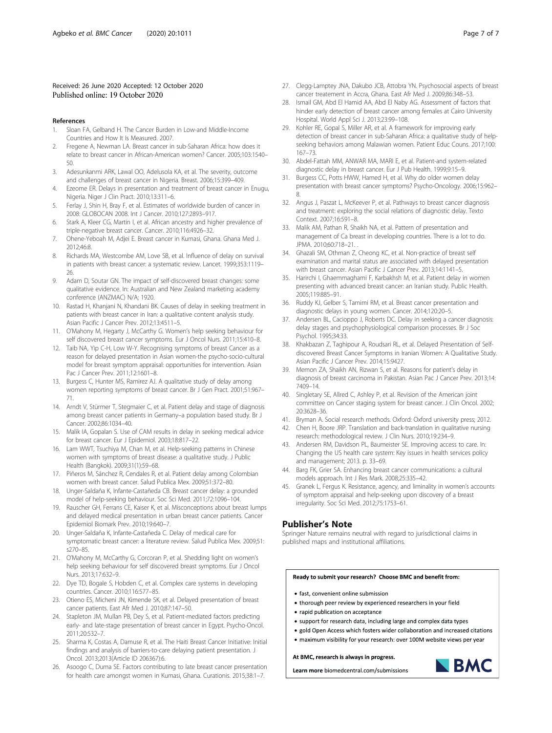Received: 26 June 2020 Accepted: 12 October 2020
Published online: 19 October 2020

## References

1. Sloan FA, Gelband H. The Cancer Burden in Low-and Middle-Income Countries and How It Is Measured. 2007.
2. Fregene A, Newman LA. Breast cancer in sub-Saharan Africa: how does it relate to breast cancer in African-American women? Cancer. 2005;103:1540–50.
3. Adesunkanmi ARK, Lawal OO, Adelusola KA, et al. The severity, outcome and challenges of breast cancer in Nigeria. Breast. 2006;15:399–409.
4. Ezeome ER. Delays in presentation and treatment of breast cancer in Enugu, Nigeria. Niger J Clin Pract. 2010;13:311–6.
5. Ferlay J, Shin H, Bray F, et al. Estimates of worldwide burden of cancer in 2008: GLOBOCAN 2008. Int J Cancer. 2010;127:2893–917.
6. Stark A, Kleer CG, Martin I, et al. African ancestry and higher prevalence of triple-negative breast cancer. Cancer. 2010;116:4926–32.
7. Ohene-Yeboah M, Adjei E. Breast cancer in Kumasi, Ghana. Ghana Med J. 2012;46:8.
8. Richards MA, Westcombe AM, Love SB, et al. Influence of delay on survival in patients with breast cancer: a systematic review. Lancet. 1999;353:1119–26.
9. Adam D, Soutar GN. The impact of self-discovered breast changes: some qualitative evidence. In: Australian and New Zealand marketing academy conference (ANZMAC) N/A; 1920.
10. Rastad H, Khanjani N, Khandani BK. Causes of delay in seeking treatment in patients with breast cancer in Iran: a qualitative content analysis study. Asian Pacific J Cancer Prev. 2012;13:4511–5.
11. O'Mahony M, Hegarty J, McCarthy G. Women's help seeking behaviour for self discovered breast cancer symptoms. Eur J Oncol Nurs. 2011;15:410–8.
12. Taib NA, Yip C-H, Low W-Y. Recognising symptoms of breast Cancer as a reason for delayed presentation in Asian women-the psycho-socio-cultural model for breast symptom appraisal: opportunities for intervention. Asian Pac J Cancer Prev. 2011;12:1601–8.
13. Burgess C, Hunter MS, Ramirez AJ. A qualitative study of delay among women reporting symptoms of breast cancer. Br J Gen Pract. 2001;51:967–71.
14. Arndt V, Stürmer T, Stegmaier C, et al. Patient delay and stage of diagnosis among breast cancer patients in Germany–a population based study. Br J Cancer. 2002;86:1034–40.
15. Malik IA, Gopalan S. Use of CAM results in delay in seeking medical advice for breast cancer. Eur J Epidemiol. 2003;18:817–22.
16. Lam WWT, Tsuchiya M, Chan M, et al. Help-seeking patterns in Chinese women with symptoms of breast disease: a qualitative study. J Public Health (Bangkok). 2009;31(1):59–68.
17. Piñeros M, Sánchez R, Cendales R, et al. Patient delay among Colombian women with breast cancer. Salud Publica Mex. 2009;51:372–80.
18. Unger-Saldaña K, Infante-Castañeda CB. Breast cancer delay: a grounded model of help-seeking behaviour. Soc Sci Med. 2011;72:1096–104.
19. Rauscher GH, Ferrans CE, Kaiser K, et al. Misconceptions about breast lumps and delayed medical presentation in urban breast cancer patients. Cancer Epidemiol Biomark Prev. 2010;19:640–7.
20. Unger-Saldaña K, Infante-Castañeda C. Delay of medical care for symptomatic breast cancer: a literature review. Salud Publica Mex. 2009;51: s270–85.
21. O'Mahony M, McCarthy G, Corcoran P, et al. Shedding light on women's help seeking behaviour for self discovered breast symptoms. Eur J Oncol Nurs. 2013;17:632–9.
22. Dye TD, Bogale S, Hobden C, et al. Complex care systems in developing countries. Cancer. 2010;116:577–85.
23. Otieno ES, Micheni JN, Kimende SK, et al. Delayed presentation of breast cancer patients. East Afr Med J. 2010;87:147–50.
24. Stapleton JM, Mullan PB, Dey S, et al. Patient-mediated factors predicting early- and late-stage presentation of breast cancer in Egypt. Psycho-Oncol. 2011;20:532–7.
25. Sharma K, Costas A, Damuse R, et al. The Haiti Breast Cancer Initiative: Initial findings and analysis of barriers-to-care delaying patient presentation. J Oncol. 2013;2013(Article ID 206367):6.
26. Asoogo C, Duma SE. Factors contributing to late breast cancer presentation for health care amongst women in Kumasi, Ghana. Curationis. 2015;38:1–7.
27. Clegg-Lamptey JNA, Dakubo JCB, Attobra YN. Psychosocial aspects of breast cancer treatement in Accra, Ghana. East Afr Med J. 2009;86:348–53.
28. Ismail GM, Abd El Hamid AA, Abd El Naby AG. Assessment of factors that hinder early detection of breast cancer among females at Cairo University Hospital. World Appl Sci J. 2013;23:99–108.
29. Kohler RE, Gopal S, Miller AR, et al. A framework for improving early detection of breast cancer in sub-Saharan Africa: a qualitative study of help-seeking behaviors among Malawian women. Patient Educ Couns. 2017;100: 167–73.
30. Abdel-Fattah MM, ANWAR MA, MARI E, et al. Patient-and system-related diagnostic delay in breast cancer. Eur J Pub Health. 1999;9:15–9.
31. Burgess CC, Potts HWW, Hamed H, et al. Why do older women delay presentation with breast cancer symptoms? Psycho-Oncology. 2006;15:962–8.
32. Angus J, Paszat L, McKeever P, et al. Pathways to breast cancer diagnosis and treatment: exploring the social relations of diagnostic delay. Texto Context. 2007;16:591–8.
33. Malik AM, Pathan R, Shaikh NA, et al. Pattern of presentation and management of Ca breast in developing countries. There is a lot to do. JPMA. 2010;60:718–21. .
34. Ghazali SM, Othman Z, Cheong KC, et al. Non-practice of breast self examination and marital status are associated with delayed presentation with breast cancer. Asian Pacific J Cancer Prev. 2013;14:1141–5.
35. Harirchi I, Ghaemmaghami F, Karbakhsh M, et al. Patient delay in women presenting with advanced breast cancer: an Iranian study. Public Health. 2005;119:885–91.
36. Ruddy KJ, Gelber S, Tamimi RM, et al. Breast cancer presentation and diagnostic delays in young women. Cancer. 2014;120:20–5.
37. Andersen BL, Cacioppo J, Roberts DC. Delay in seeking a cancer diagnosis: delay stages and psychophysiological comparison processes. Br J Soc Psychol. 1995;34:33.
38. Khakbazan Z, Taghipour A, Roudsari RL, et al. Delayed Presentation of Self-discovered Breast Cancer Symptoms in Iranian Women: A Qualitative Study. Asian Pacific J Cancer Prev. 2014;15:9427.
39. Memon ZA, Shaikh AN, Rizwan S, et al. Reasons for patient's delay in diagnosis of breast carcinoma in Pakistan. Asian Pac J Cancer Prev. 2013;14: 7409–14.
40. Singletary SE, Allred C, Ashley P, et al. Revision of the American joint committee on Cancer staging system for breast cancer. J Clin Oncol. 2002; 20:3628–36.
41. Bryman A. Social research methods. Oxford: Oxford university press; 2012.
42. Chen H, Boore JRP. Translation and back-translation in qualitative nursing research: methodological review. J Clin Nurs. 2010;19:234–9.
43. Andersen RM, Davidson PL, Baumeister SE. Improving access to care. In: Changing the US health care system: Key issues in health services policy and management; 2013. p. 33–69.
44. Barg FK, Grier SA. Enhancing breast cancer communications: a cultural models approach. Int J Res Mark. 2008;25:335–42.
45. Granek L, Fergus K. Resistance, agency, and liminality in women's accounts of symptom appraisal and help-seeking upon discovery of a breast irregularity. Soc Sci Med. 2012;75:1753–61.

## Publisher's Note

Springer Nature remains neutral with regard to jurisdictional claims in published maps and institutional affiliations.

**Ready to submit your research? Choose BMC and benefit from:**

- fast, convenient online submission
- thorough peer review by experienced researchers in your field
- rapid publication on acceptance
- support for research data, including large and complex data types
- gold Open Access which fosters wider collaboration and increased citations
- maximum visibility for your research: over 100M website views per year

**At BMC, research is always in progress.**

**Learn more** biomedcentral.com/submissions

BMC